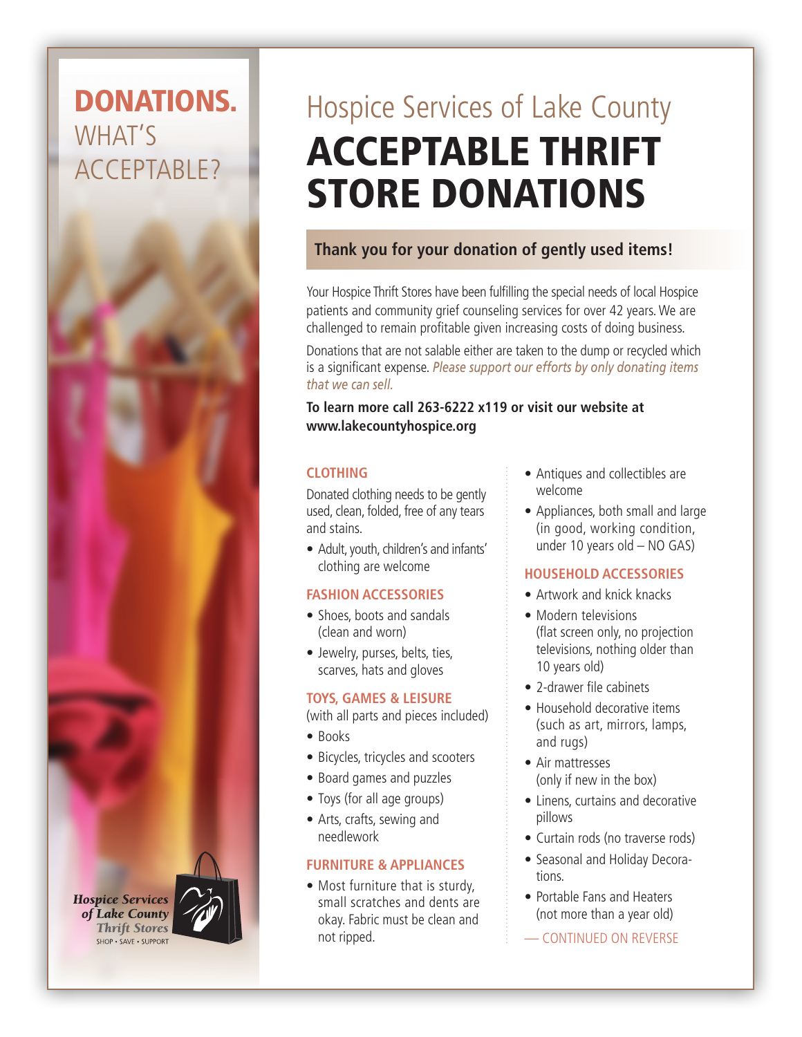# DONATIONS. WHAT'S ACCEPTABLE?

Hospice Services of Lake County

# ACCEPTABLE THRIFT STORE DONATIONS

**Thank you for your donation of gently used items!**

Your Hospice Thrift Stores have been fulfilling the special needs of local Hospice patients and community grief counseling services for over 42 years. We are challenged to remain profitable given increasing costs of doing business.

Donations that are not salable either are taken to the dump or recycled which is a significant expense. *Please support our efforts by only donating items that we can sell.*

**To learn more call 263-6222 x119 or visit our website at www.lakecountyhospice.org**

### CLOTHING

Donated clothing needs to be gently used, clean, folded, free of any tears and stains.

- Adult, youth, children's and infants' clothing are welcome

### FASHION ACCESSORIES

- Shoes, boots and sandals (clean and worn)
- Jewelry, purses, belts, ties, scarves, hats and gloves

### TOYS, GAMES & LEISURE

(with all parts and pieces included)

- Books
- Bicycles, tricycles and scooters
- Board games and puzzles
- Toys (for all age groups)
- Arts, crafts, sewing and needlework

### FURNITURE & APPLIANCES

- Most furniture that is sturdy, small scratches and dents are okay. Fabric must be clean and not ripped.
- Antiques and collectibles are welcome
- Appliances, both small and large (in good, working condition, under 10 years old – NO GAS)

### HOUSEHOLD ACCESSORIES

- Artwork and knick knacks
- Modern televisions (flat screen only, no projection televisions, nothing older than 10 years old)
- 2-drawer file cabinets
- Household decorative items (such as art, mirrors, lamps, and rugs)
- Air mattresses (only if new in the box)
- Linens, curtains and decorative pillows
- Curtain rods (no traverse rods)
- Seasonal and Holiday Decorations.
- Portable Fans and Heaters (not more than a year old)

— CONTINUED ON REVERSE

Hospice Services of Lake County Thrift Stores
SHOP • SAVE • SUPPORT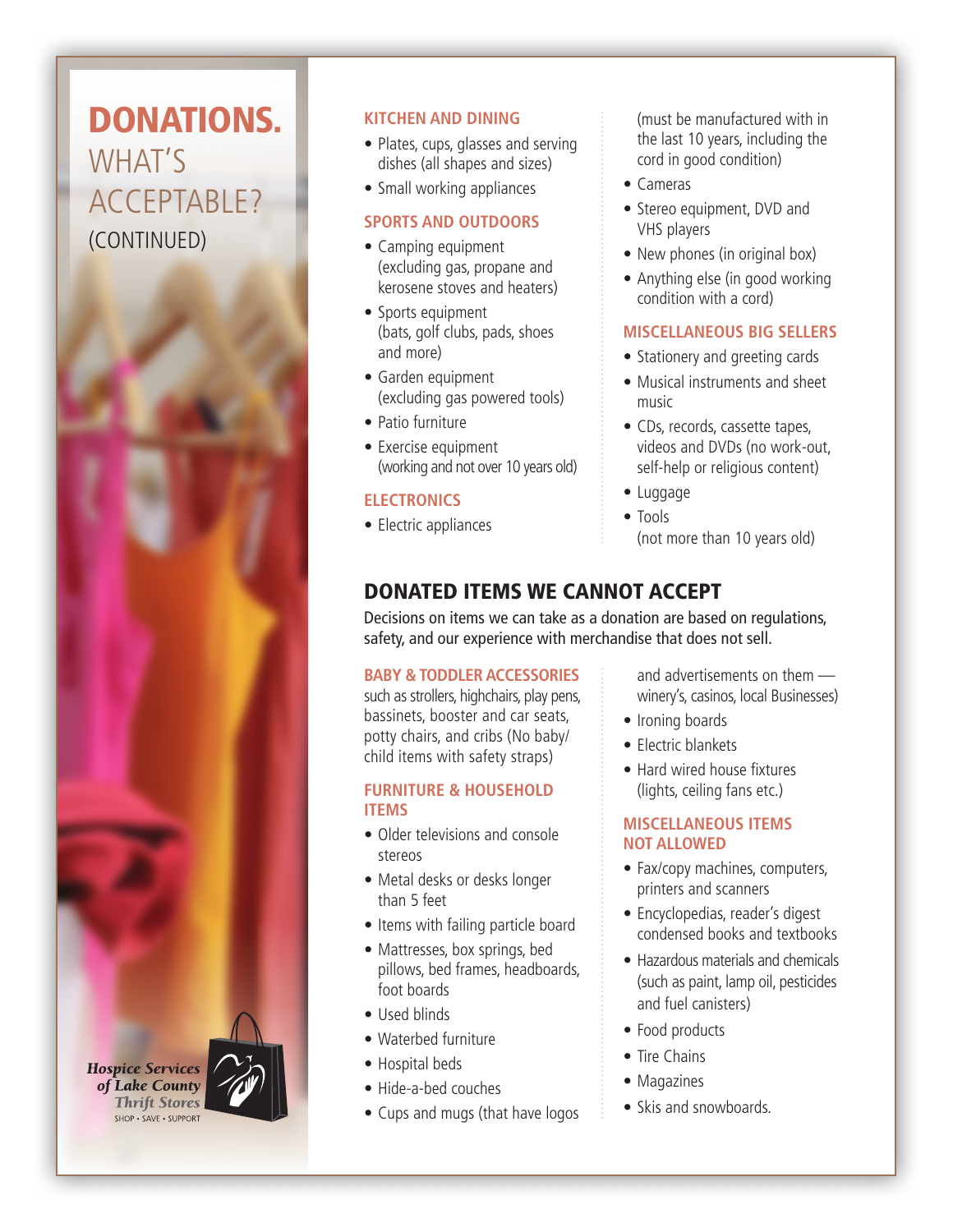# DONATIONS. WHAT'S ACCEPTABLE? (CONTINUED)

### KITCHEN AND DINING

- Plates, cups, glasses and serving dishes (all shapes and sizes)
- Small working appliances

### SPORTS AND OUTDOORS

- Camping equipment (excluding gas, propane and kerosene stoves and heaters)
- Sports equipment (bats, golf clubs, pads, shoes and more)
- Garden equipment (excluding gas powered tools)
- Patio furniture
- Exercise equipment (working and not over 10 years old)

### ELECTRONICS

- Electric appliances (must be manufactured with in the last 10 years, including the cord in good condition)
- Cameras
- Stereo equipment, DVD and VHS players
- New phones (in original box)
- Anything else (in good working condition with a cord)

### MISCELLANEOUS BIG SELLERS

- Stationery and greeting cards
- Musical instruments and sheet music
- CDs, records, cassette tapes, videos and DVDs (no work-out, self-help or religious content)
- Luggage
- Tools (not more than 10 years old)

## DONATED ITEMS WE CANNOT ACCEPT

Decisions on items we can take as a donation are based on regulations, safety, and our experience with merchandise that does not sell.

### BABY & TODDLER ACCESSORIES

such as strollers, highchairs, play pens, bassinets, booster and car seats, potty chairs, and cribs (No baby/ child items with safety straps)

### FURNITURE & HOUSEHOLD ITEMS

- Older televisions and console stereos
- Metal desks or desks longer than 5 feet
- Items with failing particle board
- Mattresses, box springs, bed pillows, bed frames, headboards, foot boards
- Used blinds
- Waterbed furniture
- Hospital beds
- Hide-a-bed couches
- Cups and mugs (that have logos and advertisements on them — winery's, casinos, local Businesses)
- Ironing boards
- Electric blankets
- Hard wired house fixtures (lights, ceiling fans etc.)

### MISCELLANEOUS ITEMS NOT ALLOWED

- Fax/copy machines, computers, printers and scanners
- Encyclopedias, reader's digest condensed books and textbooks
- Hazardous materials and chemicals (such as paint, lamp oil, pesticides and fuel canisters)
- Food products
- Tire Chains
- Magazines
- Skis and snowboards.

Hospice Services of Lake County Thrift Stores
SHOP • SAVE • SUPPORT